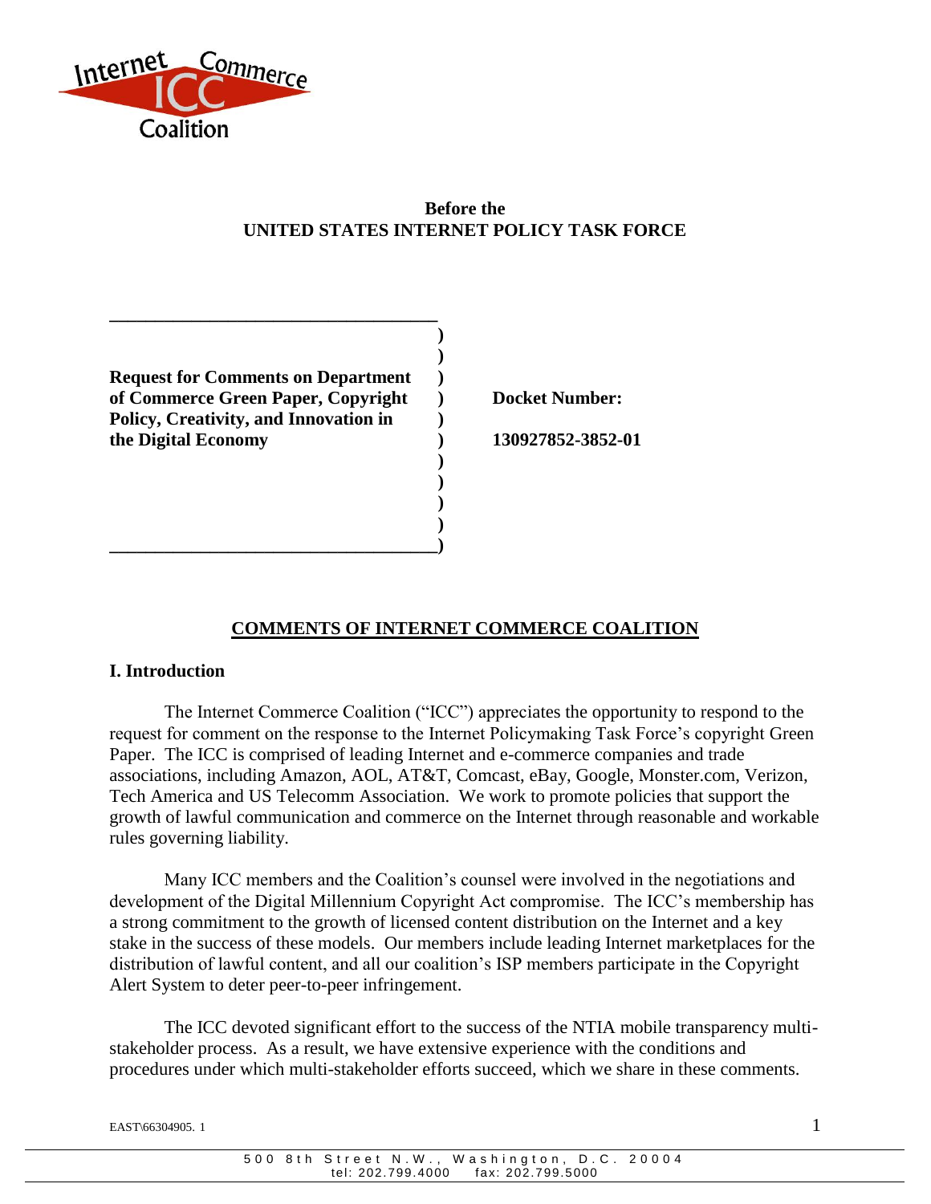Internet Commerce ICC Coalition

**Before the**
**UNITED STATES INTERNET POLICY TASK FORCE**

| | |
|---|---|
| **Request for Comments on Department of Commerce Green Paper, Copyright Policy, Creativity, and Innovation in the Digital Economy** | **Docket Number: 130927852-3852-01** |

## COMMENTS OF INTERNET COMMERCE COALITION

### I. Introduction

The Internet Commerce Coalition ("ICC") appreciates the opportunity to respond to the request for comment on the response to the Internet Policymaking Task Force's copyright Green Paper. The ICC is comprised of leading Internet and e-commerce companies and trade associations, including Amazon, AOL, AT&T, Comcast, eBay, Google, Monster.com, Verizon, Tech America and US Telecomm Association. We work to promote policies that support the growth of lawful communication and commerce on the Internet through reasonable and workable rules governing liability.

Many ICC members and the Coalition's counsel were involved in the negotiations and development of the Digital Millennium Copyright Act compromise. The ICC's membership has a strong commitment to the growth of licensed content distribution on the Internet and a key stake in the success of these models. Our members include leading Internet marketplaces for the distribution of lawful content, and all our coalition's ISP members participate in the Copyright Alert System to deter peer-to-peer infringement.

The ICC devoted significant effort to the success of the NTIA mobile transparency multi-stakeholder process. As a result, we have extensive experience with the conditions and procedures under which multi-stakeholder efforts succeed, which we share in these comments.

EAST\66304905. 1

500 8th Street N.W., Washington, D.C. 20004
tel: 202.799.4000 fax: 202.799.5000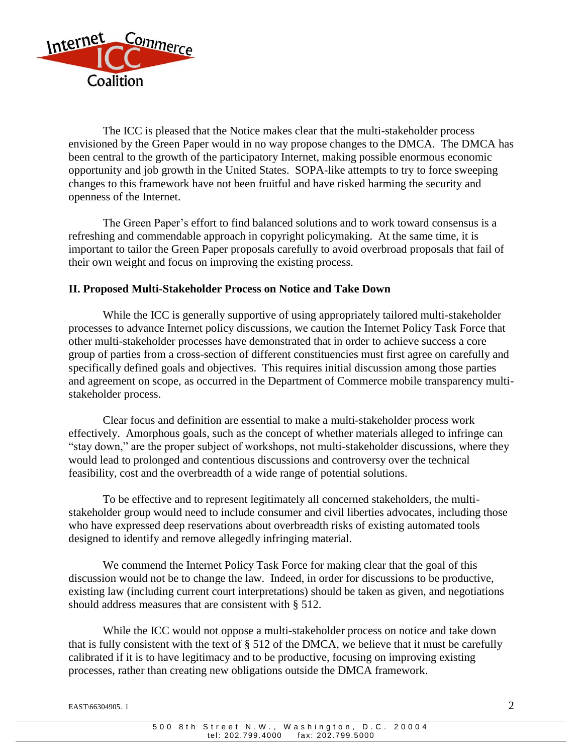The ICC is pleased that the Notice makes clear that the multi-stakeholder process envisioned by the Green Paper would in no way propose changes to the DMCA. The DMCA has been central to the growth of the participatory Internet, making possible enormous economic opportunity and job growth in the United States. SOPA-like attempts to try to force sweeping changes to this framework have not been fruitful and have risked harming the security and openness of the Internet.

The Green Paper's effort to find balanced solutions and to work toward consensus is a refreshing and commendable approach in copyright policymaking. At the same time, it is important to tailor the Green Paper proposals carefully to avoid overbroad proposals that fail of their own weight and focus on improving the existing process.

## II. Proposed Multi-Stakeholder Process on Notice and Take Down

While the ICC is generally supportive of using appropriately tailored multi-stakeholder processes to advance Internet policy discussions, we caution the Internet Policy Task Force that other multi-stakeholder processes have demonstrated that in order to achieve success a core group of parties from a cross-section of different constituencies must first agree on carefully and specifically defined goals and objectives. This requires initial discussion among those parties and agreement on scope, as occurred in the Department of Commerce mobile transparency multi-stakeholder process.

Clear focus and definition are essential to make a multi-stakeholder process work effectively. Amorphous goals, such as the concept of whether materials alleged to infringe can "stay down," are the proper subject of workshops, not multi-stakeholder discussions, where they would lead to prolonged and contentious discussions and controversy over the technical feasibility, cost and the overbreadth of a wide range of potential solutions.

To be effective and to represent legitimately all concerned stakeholders, the multi-stakeholder group would need to include consumer and civil liberties advocates, including those who have expressed deep reservations about overbreadth risks of existing automated tools designed to identify and remove allegedly infringing material.

We commend the Internet Policy Task Force for making clear that the goal of this discussion would not be to change the law. Indeed, in order for discussions to be productive, existing law (including current court interpretations) should be taken as given, and negotiations should address measures that are consistent with § 512.

While the ICC would not oppose a multi-stakeholder process on notice and take down that is fully consistent with the text of § 512 of the DMCA, we believe that it must be carefully calibrated if it is to have legitimacy and to be productive, focusing on improving existing processes, rather than creating new obligations outside the DMCA framework.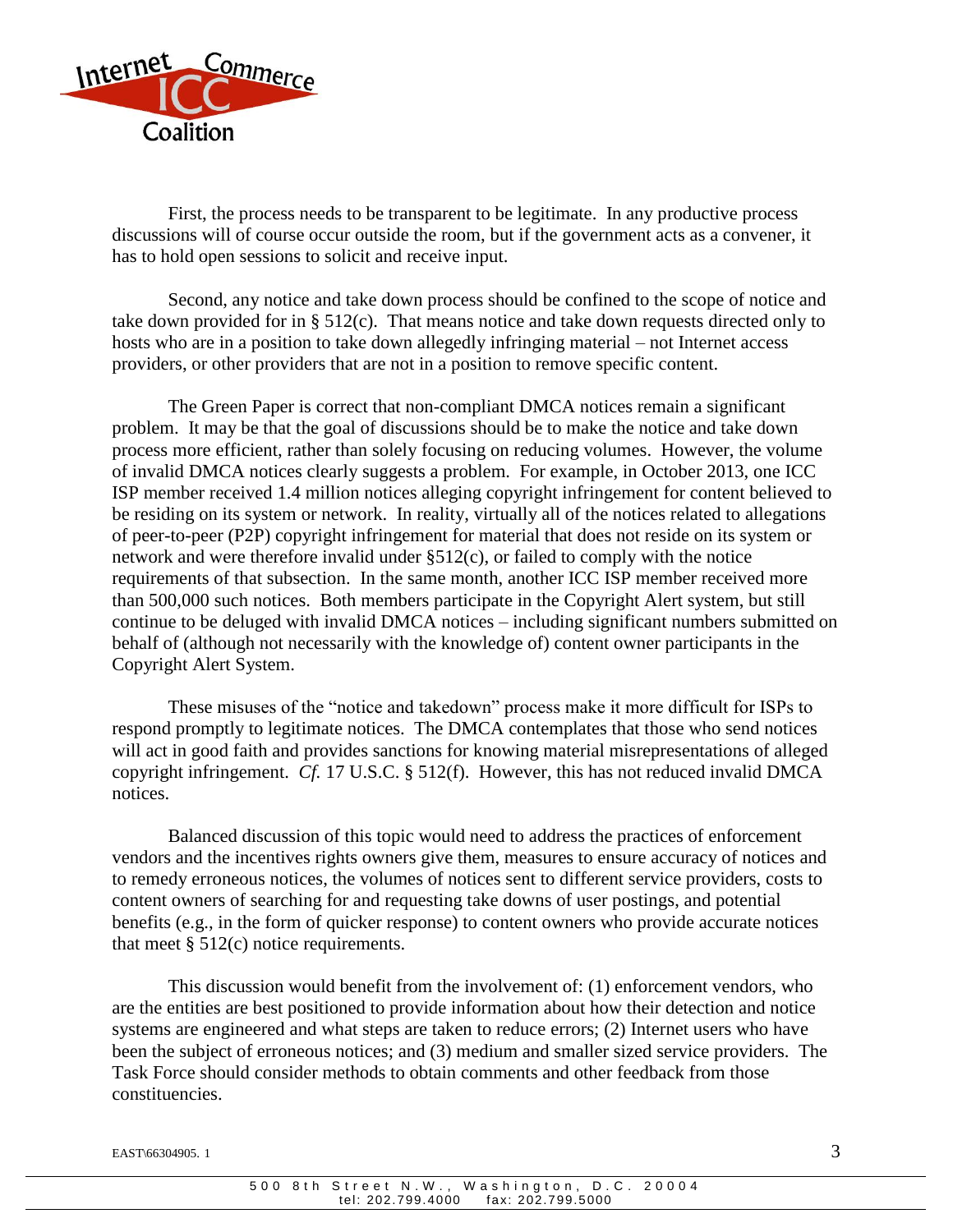First, the process needs to be transparent to be legitimate. In any productive process discussions will of course occur outside the room, but if the government acts as a convener, it has to hold open sessions to solicit and receive input.

Second, any notice and take down process should be confined to the scope of notice and take down provided for in § 512(c). That means notice and take down requests directed only to hosts who are in a position to take down allegedly infringing material – not Internet access providers, or other providers that are not in a position to remove specific content.

The Green Paper is correct that non-compliant DMCA notices remain a significant problem. It may be that the goal of discussions should be to make the notice and take down process more efficient, rather than solely focusing on reducing volumes. However, the volume of invalid DMCA notices clearly suggests a problem. For example, in October 2013, one ICC ISP member received 1.4 million notices alleging copyright infringement for content believed to be residing on its system or network. In reality, virtually all of the notices related to allegations of peer-to-peer (P2P) copyright infringement for material that does not reside on its system or network and were therefore invalid under §512(c), or failed to comply with the notice requirements of that subsection. In the same month, another ICC ISP member received more than 500,000 such notices. Both members participate in the Copyright Alert system, but still continue to be deluged with invalid DMCA notices – including significant numbers submitted on behalf of (although not necessarily with the knowledge of) content owner participants in the Copyright Alert System.

These misuses of the "notice and takedown" process make it more difficult for ISPs to respond promptly to legitimate notices. The DMCA contemplates that those who send notices will act in good faith and provides sanctions for knowing material misrepresentations of alleged copyright infringement. *Cf.* 17 U.S.C. § 512(f). However, this has not reduced invalid DMCA notices.

Balanced discussion of this topic would need to address the practices of enforcement vendors and the incentives rights owners give them, measures to ensure accuracy of notices and to remedy erroneous notices, the volumes of notices sent to different service providers, costs to content owners of searching for and requesting take downs of user postings, and potential benefits (e.g., in the form of quicker response) to content owners who provide accurate notices that meet § 512(c) notice requirements.

This discussion would benefit from the involvement of: (1) enforcement vendors, who are the entities are best positioned to provide information about how their detection and notice systems are engineered and what steps are taken to reduce errors; (2) Internet users who have been the subject of erroneous notices; and (3) medium and smaller sized service providers. The Task Force should consider methods to obtain comments and other feedback from those constituencies.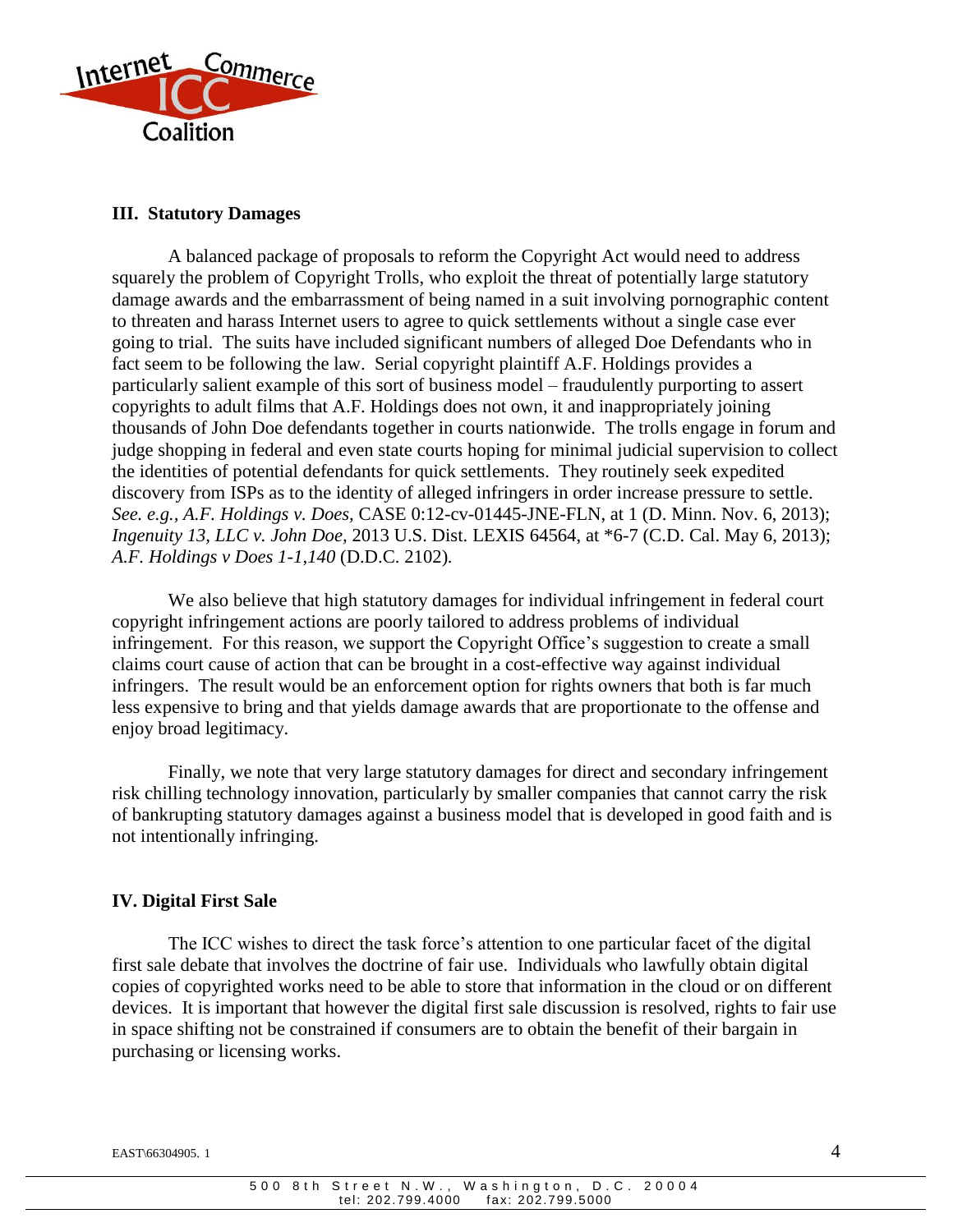### III. Statutory Damages

A balanced package of proposals to reform the Copyright Act would need to address squarely the problem of Copyright Trolls, who exploit the threat of potentially large statutory damage awards and the embarrassment of being named in a suit involving pornographic content to threaten and harass Internet users to agree to quick settlements without a single case ever going to trial. The suits have included significant numbers of alleged Doe Defendants who in fact seem to be following the law. Serial copyright plaintiff A.F. Holdings provides a particularly salient example of this sort of business model – fraudulently purporting to assert copyrights to adult films that A.F. Holdings does not own, it and inappropriately joining thousands of John Doe defendants together in courts nationwide. The trolls engage in forum and judge shopping in federal and even state courts hoping for minimal judicial supervision to collect the identities of potential defendants for quick settlements. They routinely seek expedited discovery from ISPs as to the identity of alleged infringers in order increase pressure to settle. *See. e.g.*, *A.F. Holdings v. Does*, CASE 0:12-cv-01445-JNE-FLN, at 1 (D. Minn. Nov. 6, 2013); *Ingenuity 13, LLC v. John Doe*, 2013 U.S. Dist. LEXIS 64564, at *6-7 (C.D. Cal. May 6, 2013); *A.F. Holdings v Does 1-1,140* (D.D.C. 2102).

We also believe that high statutory damages for individual infringement in federal court copyright infringement actions are poorly tailored to address problems of individual infringement. For this reason, we support the Copyright Office's suggestion to create a small claims court cause of action that can be brought in a cost-effective way against individual infringers. The result would be an enforcement option for rights owners that both is far much less expensive to bring and that yields damage awards that are proportionate to the offense and enjoy broad legitimacy.

Finally, we note that very large statutory damages for direct and secondary infringement risk chilling technology innovation, particularly by smaller companies that cannot carry the risk of bankrupting statutory damages against a business model that is developed in good faith and is not intentionally infringing.

### IV. Digital First Sale

The ICC wishes to direct the task force's attention to one particular facet of the digital first sale debate that involves the doctrine of fair use. Individuals who lawfully obtain digital copies of copyrighted works need to be able to store that information in the cloud or on different devices. It is important that however the digital first sale discussion is resolved, rights to fair use in space shifting not be constrained if consumers are to obtain the benefit of their bargain in purchasing or licensing works.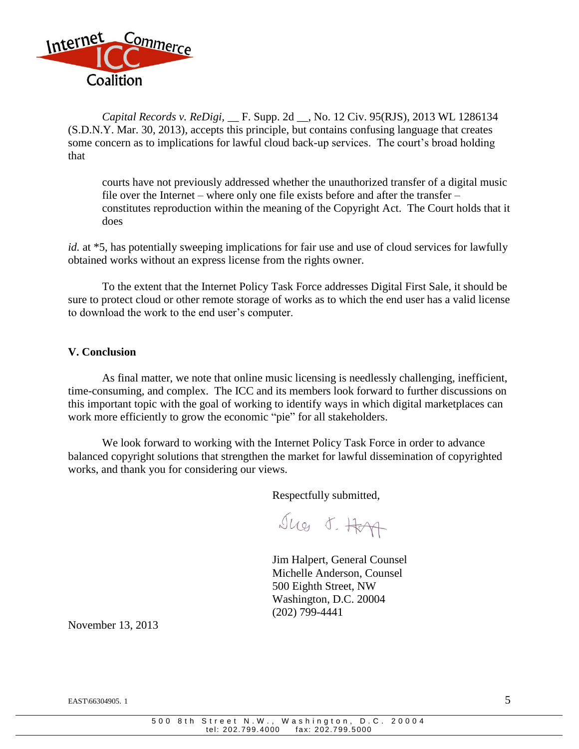*Capital Records v. ReDigi*, __ F. Supp. 2d __, No. 12 Civ. 95(RJS), 2013 WL 1286134 (S.D.N.Y. Mar. 30, 2013), accepts this principle, but contains confusing language that creates some concern as to implications for lawful cloud back-up services. The court's broad holding that

> courts have not previously addressed whether the unauthorized transfer of a digital music file over the Internet – where only one file exists before and after the transfer – constitutes reproduction within the meaning of the Copyright Act. The Court holds that it does

*id.* at *5, has potentially sweeping implications for fair use and use of cloud services for lawfully obtained works without an express license from the rights owner.

To the extent that the Internet Policy Task Force addresses Digital First Sale, it should be sure to protect cloud or other remote storage of works as to which the end user has a valid license to download the work to the end user's computer.

**V. Conclusion**

As final matter, we note that online music licensing is needlessly challenging, inefficient, time-consuming, and complex. The ICC and its members look forward to further discussions on this important topic with the goal of working to identify ways in which digital marketplaces can work more efficiently to grow the economic "pie" for all stakeholders.

We look forward to working with the Internet Policy Task Force in order to advance balanced copyright solutions that strengthen the market for lawful dissemination of copyrighted works, and thank you for considering our views.

Respectfully submitted,

Jim Halpert, General Counsel
Michelle Anderson, Counsel
500 Eighth Street, NW
Washington, D.C. 20004
(202) 799-4441

November 13, 2013

EAST\66304905. 1

500 8th Street N.W., Washington, D.C. 20004
tel: 202.799.4000 fax: 202.799.5000